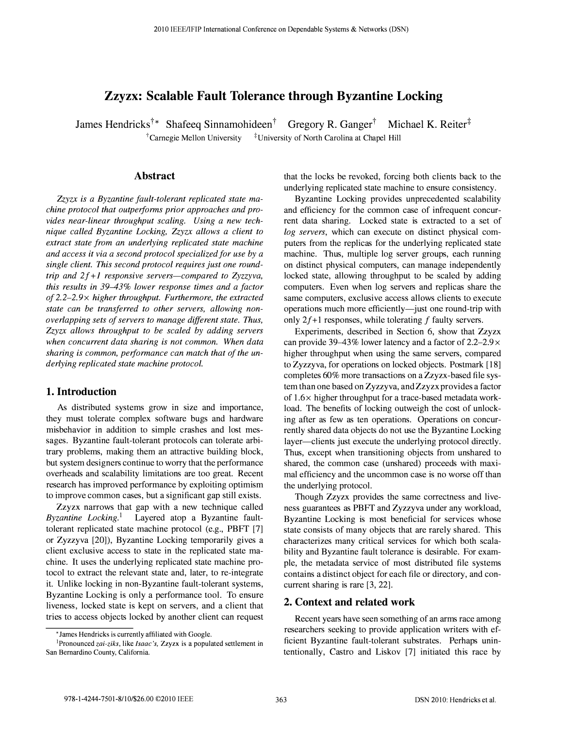# Zzyzx: Scalable Fault Tolerance through Byzantine Locking

James Hendricks[†]* Shafeeq Sinnamohideen[†] Gregory R. Ganger[†] Michael K. Reiter[‡]

[†]Carnegie Mellon University [‡]University of North Carolina at Chapel Hill

## Abstract

*Zzyzx is a Byzantine fault-tolerant replicated state machine protocol that outperforms prior approaches and provides near-linear throughput scaling. Using a new technique called Byzantine Locking, Zzyzx allows a client to extract state from an underlying replicated state machine and access it via a second protocol specialized for use by a single client. This second protocol requires just one round-trip and $2f+1$ responsive servers—compared to Zyzzyva, this results in 39–43% lower response times and a factor of 2.2–2.9× higher throughput. Furthermore, the extracted state can be transferred to other servers, allowing non-overlapping sets of servers to manage different state. Thus, Zzyzx allows throughput to be scaled by adding servers when concurrent data sharing is not common. When data sharing is common, performance can match that of the underlying replicated state machine protocol.*

## 1. Introduction

As distributed systems grow in size and importance, they must tolerate complex software bugs and hardware misbehavior in addition to simple crashes and lost messages. Byzantine fault-tolerant protocols can tolerate arbitrary problems, making them an attractive building block, but system designers continue to worry that the performance overheads and scalability limitations are too great. Recent research has improved performance by exploiting optimism to improve common cases, but a significant gap still exists.

Zzyzx narrows that gap with a new technique called *Byzantine Locking*.[1] Layered atop a Byzantine fault-tolerant replicated state machine protocol (e.g., PBFT [7] or Zyzzyva [20]), Byzantine Locking temporarily gives a client exclusive access to state in the replicated state machine. It uses the underlying replicated state machine protocol to extract the relevant state and, later, to re-integrate it. Unlike locking in non-Byzantine fault-tolerant systems, Byzantine Locking is only a performance tool. To ensure liveness, locked state is kept on servers, and a client that tries to access objects locked by another client can request that the locks be revoked, forcing both clients back to the underlying replicated state machine to ensure consistency.

Byzantine Locking provides unprecedented scalability and efficiency for the common case of infrequent concurrent data sharing. Locked state is extracted to a set of *log servers*, which can execute on distinct physical computers from the replicas for the underlying replicated state machine. Thus, multiple log server groups, each running on distinct physical computers, can manage independently locked state, allowing throughput to be scaled by adding computers. Even when log servers and replicas share the same computers, exclusive access allows clients to execute operations much more efficiently—just one round-trip with only $2f+1$ responses, while tolerating $f$ faulty servers.

Experiments, described in Section 6, show that Zzyzx can provide 39–43% lower latency and a factor of 2.2–2.9× higher throughput when using the same servers, compared to Zyzzyva, for operations on locked objects. Postmark [18] completes 60% more transactions on a Zzyzx-based file system than one based on Zyzzyva, and Zzyzx provides a factor of 1.6× higher throughput for a trace-based metadata workload. The benefits of locking outweigh the cost of unlocking after as few as ten operations. Operations on concurrently shared data objects do not use the Byzantine Locking layer—clients just execute the underlying protocol directly. Thus, except when transitioning objects from unshared to shared, the common case (unshared) proceeds with maximal efficiency and the uncommon case is no worse off than the underlying protocol.

Though Zzyzx provides the same correctness and liveness guarantees as PBFT and Zyzzyva under any workload, Byzantine Locking is most beneficial for services whose state consists of many objects that are rarely shared. This characterizes many critical services for which both scalability and Byzantine fault tolerance is desirable. For example, the metadata service of most distributed file systems contains a distinct object for each file or directory, and concurrent sharing is rare [3, 22].

## 2. Context and related work

Recent years have seen something of an arms race among researchers seeking to provide application writers with efficient Byzantine fault-tolerant substrates. Perhaps unintentionally, Castro and Liskov [7] initiated this race by

*James Hendricks is currently affiliated with Google.

[1]Pronounced *zai-ziks*, like *Isaac's*, Zzyzx is a populated settlement in San Bernardino County, California.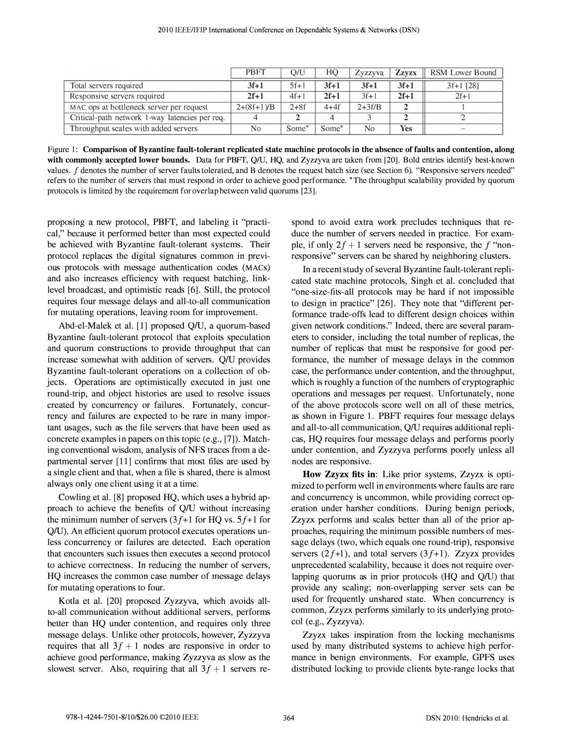| | PBFT | Q/U | HQ | Zyzzyva | **Zzyzx** | RSM Lower Bound |
|---|---|---|---|---|---|---|
| Total servers required | **3f+1** | 5f+1 | **3f+1** | **3f+1** | **3f+1** | 3f+1 [28] |
| Responsive servers required | **2f+1** | 4f+1 | **2f+1** | 3f+1 | **2f+1** | 2f+1 |
| MAC ops at bottleneck server per request | 2+(8f+1)/B | 2+8f | 4+4f | 2+3f/B | **2** | 1 |
| Critical-path network 1-way latencies per req. | 4 | **2** | 4 | 3 | **2** | 2 |
| Throughput scales with added servers | No | Some* | Some* | No | **Yes** | – |

Figure 1: **Comparison of Byzantine fault-tolerant replicated state machine protocols in the absence of faults and contention, along with commonly accepted lower bounds.** Data for PBFT, Q/U, HQ, and Zyzzyva are taken from [20]. Bold entries identify best-known values. $f$ denotes the number of server faults tolerated, and B denotes the request batch size (see Section 6). "Responsive servers needed" refers to the number of servers that must respond in order to achieve good performance. *The throughput scalability provided by quorum protocols is limited by the requirement for overlap between valid quorums [23].

proposing a new protocol, PBFT, and labeling it "practical," because it performed better than most expected could be achieved with Byzantine fault-tolerant systems. Their protocol replaces the digital signatures common in previous protocols with message authentication codes (MACs) and also increases efficiency with request batching, link-level broadcast, and optimistic reads [6]. Still, the protocol requires four message delays and all-to-all communication for mutating operations, leaving room for improvement.

Abd-el-Malek et al. [1] proposed Q/U, a quorum-based Byzantine fault-tolerant protocol that exploits speculation and quorum constructions to provide throughput that can increase somewhat with addition of servers. Q/U provides Byzantine fault-tolerant operations on a collection of objects. Operations are optimistically executed in just one round-trip, and object histories are used to resolve issues created by concurrency or failures. Fortunately, concurrency and failures are expected to be rare in many important usages, such as the file servers that have been used as concrete examples in papers on this topic (e.g., [7]). Matching conventional wisdom, analysis of NFS traces from a departmental server [11] confirms that most files are used by a single client and that, when a file is shared, there is almost always only one client using it at a time.

Cowling et al. [8] proposed HQ, which uses a hybrid approach to achieve the benefits of Q/U without increasing the minimum number of servers ($3f$+1 for HQ vs. $5f$+1 for Q/U). An efficient quorum protocol executes operations unless concurrency or failures are detected. Each operation that encounters such issues then executes a second protocol to achieve correctness. In reducing the number of servers, HQ increases the common case number of message delays for mutating operations to four.

Kotla et al. [20] proposed Zyzzyva, which avoids all-to-all communication without additional servers, performs better than HQ under contention, and requires only three message delays. Unlike other protocols, however, Zyzzyva requires that all $3f+1$ nodes are responsive in order to achieve good performance, making Zyzzyva as slow as the slowest server. Also, requiring that all $3f+1$ servers respond to avoid extra work precludes techniques that reduce the number of servers needed in practice. For example, if only $2f+1$ servers need be responsive, the $f$ "non-responsive" servers can be shared by neighboring clusters.

In a recent study of several Byzantine fault-tolerant replicated state machine protocols, Singh et al. concluded that "one-size-fits-all protocols may be hard if not impossible to design in practice" [26]. They note that "different performance trade-offs lead to different design choices within given network conditions." Indeed, there are several parameters to consider, including the total number of replicas, the number of replicas that must be responsive for good performance, the number of message delays in the common case, the performance under contention, and the throughput, which is roughly a function of the numbers of cryptographic operations and messages per request. Unfortunately, none of the above protocols score well on all of these metrics, as shown in Figure 1. PBFT requires four message delays and all-to-all communication, Q/U requires additional replicas, HQ requires four message delays and performs poorly under contention, and Zyzzyva performs poorly unless all nodes are responsive.

**How Zzyzx fits in**: Like prior systems, Zzyzx is optimized to perform well in environments where faults are rare and concurrency is uncommon, while providing correct operation under harsher conditions. During benign periods, Zzyzx performs and scales better than all of the prior approaches, requiring the minimum possible numbers of message delays (two, which equals one round-trip), responsive servers ($2f$+1), and total servers ($3f$+1). Zzyzx provides unprecedented scalability, because it does not require overlapping quorums as in prior protocols (HQ and Q/U) that provide any scaling; non-overlapping server sets can be used for frequently unshared state. When concurrency is common, Zzyzx performs similarly to its underlying protocol (e.g., Zyzzyva).

Zzyzx takes inspiration from the locking mechanisms used by many distributed systems to achieve high performance in benign environments. For example, GPFS uses distributed locking to provide clients byte-range locks that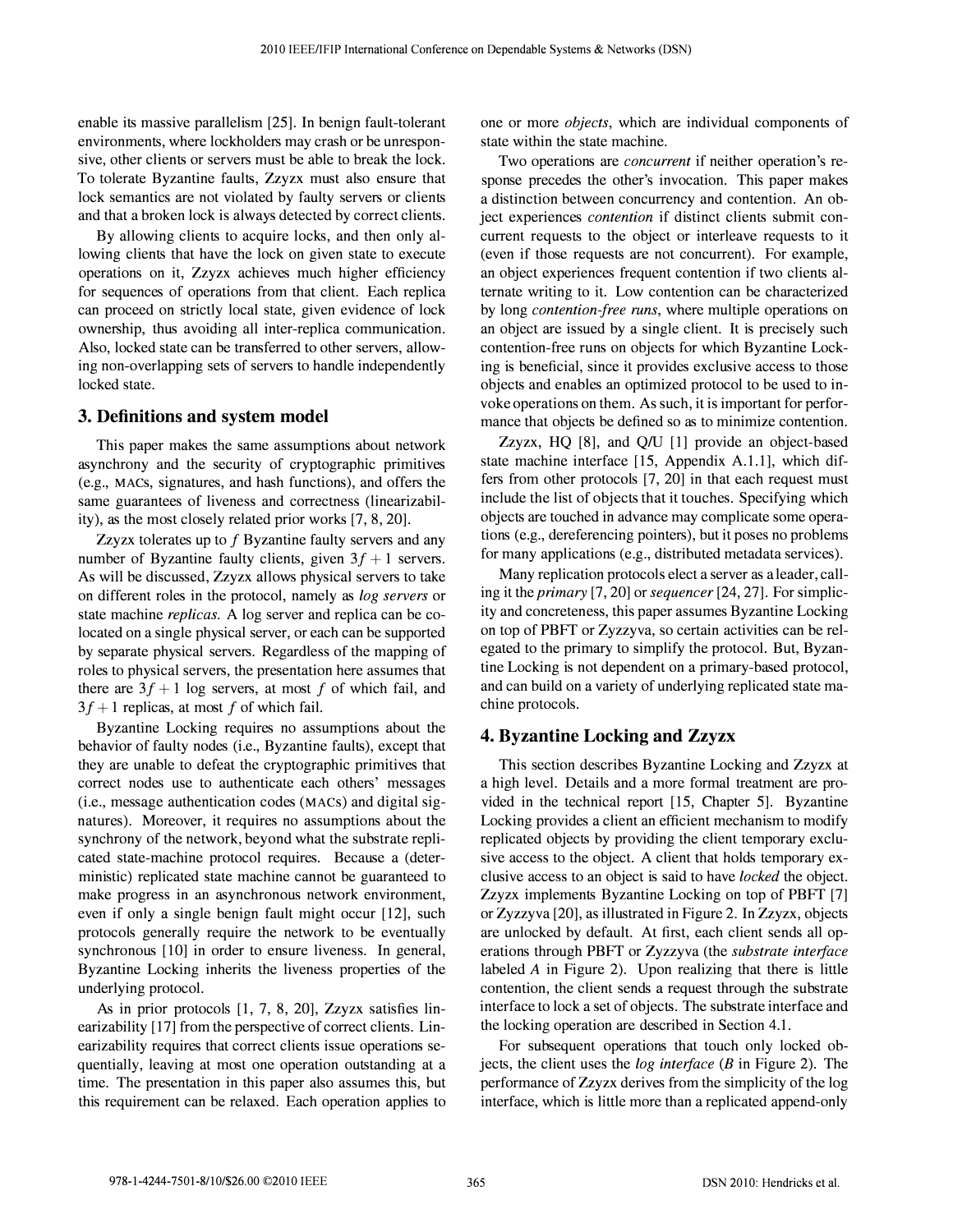enable its massive parallelism [25]. In benign fault-tolerant environments, where lockholders may crash or be unresponsive, other clients or servers must be able to break the lock. To tolerate Byzantine faults, Zzyzx must also ensure that lock semantics are not violated by faulty servers or clients and that a broken lock is always detected by correct clients.

By allowing clients to acquire locks, and then only allowing clients that have the lock on given state to execute operations on it, Zzyzx achieves much higher efficiency for sequences of operations from that client. Each replica can proceed on strictly local state, given evidence of lock ownership, thus avoiding all inter-replica communication. Also, locked state can be transferred to other servers, allowing non-overlapping sets of servers to handle independently locked state.

## 3. Definitions and system model

This paper makes the same assumptions about network asynchrony and the security of cryptographic primitives (e.g., MACs, signatures, and hash functions), and offers the same guarantees of liveness and correctness (linearizability), as the most closely related prior works [7, 8, 20].

Zzyzx tolerates up to $f$ Byzantine faulty servers and any number of Byzantine faulty clients, given $3f+1$ servers. As will be discussed, Zzyzx allows physical servers to take on different roles in the protocol, namely as *log servers* or state machine *replicas*. A log server and replica can be co-located on a single physical server, or each can be supported by separate physical servers. Regardless of the mapping of roles to physical servers, the presentation here assumes that there are $3f+1$ log servers, at most $f$ of which fail, and $3f+1$ replicas, at most $f$ of which fail.

Byzantine Locking requires no assumptions about the behavior of faulty nodes (i.e., Byzantine faults), except that they are unable to defeat the cryptographic primitives that correct nodes use to authenticate each others' messages (i.e., message authentication codes (MACs) and digital signatures). Moreover, it requires no assumptions about the synchrony of the network, beyond what the substrate replicated state-machine protocol requires. Because a (deterministic) replicated state machine cannot be guaranteed to make progress in an asynchronous network environment, even if only a single benign fault might occur [12], such protocols generally require the network to be eventually synchronous [10] in order to ensure liveness. In general, Byzantine Locking inherits the liveness properties of the underlying protocol.

As in prior protocols [1, 7, 8, 20], Zzyzx satisfies linearizability [17] from the perspective of correct clients. Linearizability requires that correct clients issue operations sequentially, leaving at most one operation outstanding at a time. The presentation in this paper also assumes this, but this requirement can be relaxed. Each operation applies to one or more *objects*, which are individual components of state within the state machine.

Two operations are *concurrent* if neither operation's response precedes the other's invocation. This paper makes a distinction between concurrency and contention. An object experiences *contention* if distinct clients submit concurrent requests to the object or interleave requests to it (even if those requests are not concurrent). For example, an object experiences frequent contention if two clients alternate writing to it. Low contention can be characterized by long *contention-free runs*, where multiple operations on an object are issued by a single client. It is precisely such contention-free runs on objects for which Byzantine Locking is beneficial, since it provides exclusive access to those objects and enables an optimized protocol to be used to invoke operations on them. As such, it is important for performance that objects be defined so as to minimize contention.

Zzyzx, HQ [8], and Q/U [1] provide an object-based state machine interface [15, Appendix A.1.1], which differs from other protocols [7, 20] in that each request must include the list of objects that it touches. Specifying which objects are touched in advance may complicate some operations (e.g., dereferencing pointers), but it poses no problems for many applications (e.g., distributed metadata services).

Many replication protocols elect a server as a leader, calling it the *primary* [7, 20] or *sequencer* [24, 27]. For simplicity and concreteness, this paper assumes Byzantine Locking on top of PBFT or Zyzzyva, so certain activities can be relegated to the primary to simplify the protocol. But, Byzantine Locking is not dependent on a primary-based protocol, and can build on a variety of underlying replicated state machine protocols.

## 4. Byzantine Locking and Zzyzx

This section describes Byzantine Locking and Zzyzx at a high level. Details and a more formal treatment are provided in the technical report [15, Chapter 5]. Byzantine Locking provides a client an efficient mechanism to modify replicated objects by providing the client temporary exclusive access to the object. A client that holds temporary exclusive access to an object is said to have *locked* the object. Zzyzx implements Byzantine Locking on top of PBFT [7] or Zyzzyva [20], as illustrated in Figure 2. In Zzyzx, objects are unlocked by default. At first, each client sends all operations through PBFT or Zyzzyva (the *substrate interface* labeled *A* in Figure 2). Upon realizing that there is little contention, the client sends a request through the substrate interface to lock a set of objects. The substrate interface and the locking operation are described in Section 4.1.

For subsequent operations that touch only locked objects, the client uses the *log interface* (*B* in Figure 2). The performance of Zzyzx derives from the simplicity of the log interface, which is little more than a replicated append-only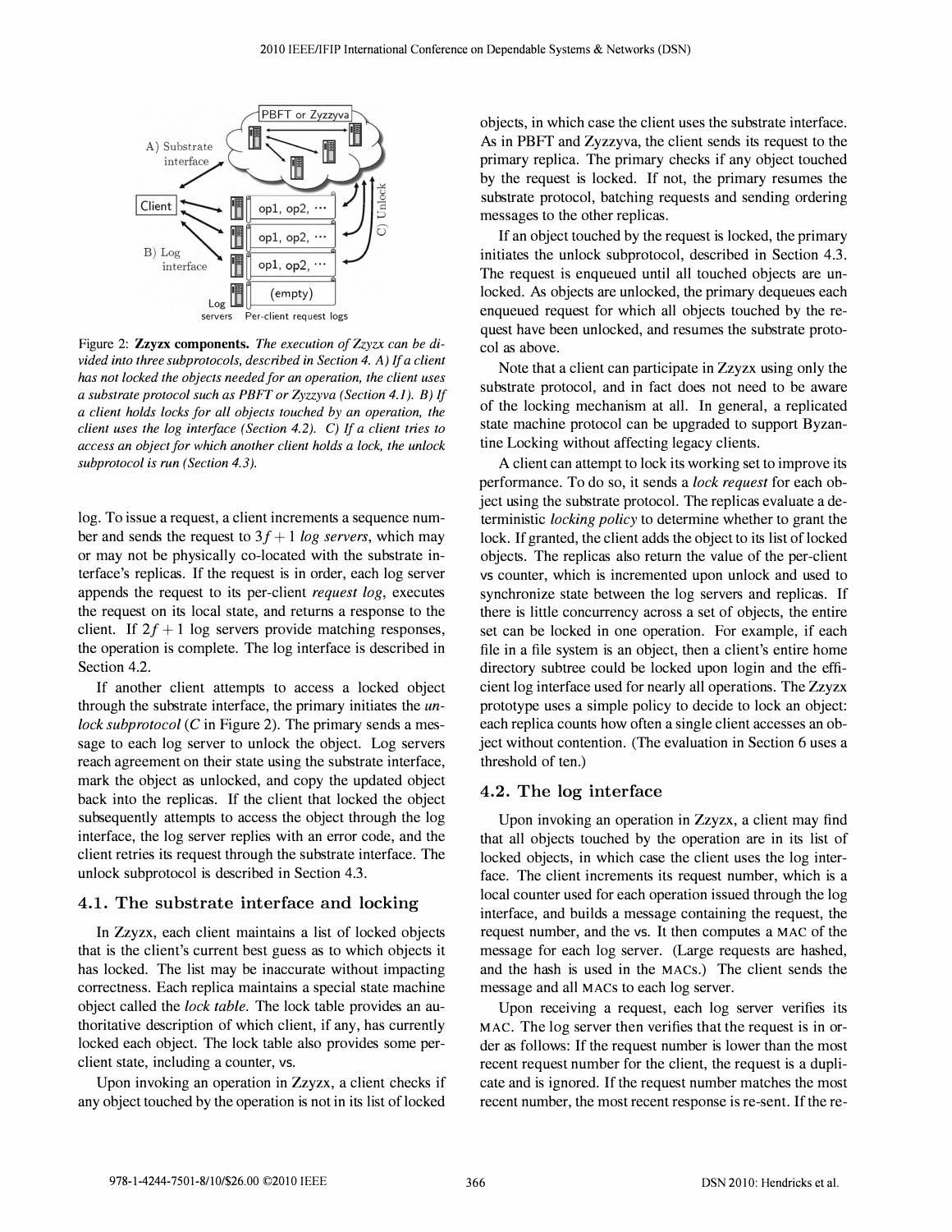Figure 2: **Zzyzx components.** *The execution of Zzyzx can be divided into three subprotocols, described in Section 4. A) If a client has not locked the objects needed for an operation, the client uses a substrate protocol such as PBFT or Zyzzyva (Section 4.1). B) If a client holds locks for all objects touched by an operation, the client uses the log interface (Section 4.2). C) If a client tries to access an object for which another client holds a lock, the unlock subprotocol is run (Section 4.3).*

log. To issue a request, a client increments a sequence number and sends the request to $3f+1$ *log servers*, which may or may not be physically co-located with the substrate interface's replicas. If the request is in order, each log server appends the request to its per-client *request log*, executes the request on its local state, and returns a response to the client. If $2f+1$ log servers provide matching responses, the operation is complete. The log interface is described in Section 4.2.

If another client attempts to access a locked object through the substrate interface, the primary initiates the *unlock subprotocol* (*C* in Figure 2). The primary sends a message to each log server to unlock the object. Log servers reach agreement on their state using the substrate interface, mark the object as unlocked, and copy the updated object back into the replicas. If the client that locked the object subsequently attempts to access the object through the log interface, the log server replies with an error code, and the client retries its request through the substrate interface. The unlock subprotocol is described in Section 4.3.

## 4.1. The substrate interface and locking

In Zzyzx, each client maintains a list of locked objects that is the client's current best guess as to which objects it has locked. The list may be inaccurate without impacting correctness. Each replica maintains a special state machine object called the *lock table*. The lock table provides an authoritative description of which client, if any, has currently locked each object. The lock table also provides some per-client state, including a counter, vs.

Upon invoking an operation in Zzyzx, a client checks if any object touched by the operation is not in its list of locked objects, in which case the client uses the substrate interface. As in PBFT and Zyzzyva, the client sends its request to the primary replica. The primary checks if any object touched by the request is locked. If not, the primary resumes the substrate protocol, batching requests and sending ordering messages to the other replicas.

If an object touched by the request is locked, the primary initiates the unlock subprotocol, described in Section 4.3. The request is enqueued until all touched objects are unlocked. As objects are unlocked, the primary dequeues each enqueued request for which all objects touched by the request have been unlocked, and resumes the substrate protocol as above.

Note that a client can participate in Zzyzx using only the substrate protocol, and in fact does not need to be aware of the locking mechanism at all. In general, a replicated state machine protocol can be upgraded to support Byzantine Locking without affecting legacy clients.

A client can attempt to lock its working set to improve its performance. To do so, it sends a *lock request* for each object using the substrate protocol. The replicas evaluate a deterministic *locking policy* to determine whether to grant the lock. If granted, the client adds the object to its list of locked objects. The replicas also return the value of the per-client vs counter, which is incremented upon unlock and used to synchronize state between the log servers and replicas. If there is little concurrency across a set of objects, the entire set can be locked in one operation. For example, if each file in a file system is an object, then a client's entire home directory subtree could be locked upon login and the efficient log interface used for nearly all operations. The Zzyzx prototype uses a simple policy to decide to lock an object: each replica counts how often a single client accesses an object without contention. (The evaluation in Section 6 uses a threshold of ten.)

## 4.2. The log interface

Upon invoking an operation in Zzyzx, a client may find that all objects touched by the operation are in its list of locked objects, in which case the client uses the log interface. The client increments its request number, which is a local counter used for each operation issued through the log interface, and builds a message containing the request, the request number, and the vs. It then computes a MAC of the message for each log server. (Large requests are hashed, and the hash is used in the MACs.) The client sends the message and all MACs to each log server.

Upon receiving a request, each log server verifies its MAC. The log server then verifies that the request is in order as follows: If the request number is lower than the most recent request number for the client, the request is a duplicate and is ignored. If the request number matches the most recent number, the most recent response is re-sent. If the re-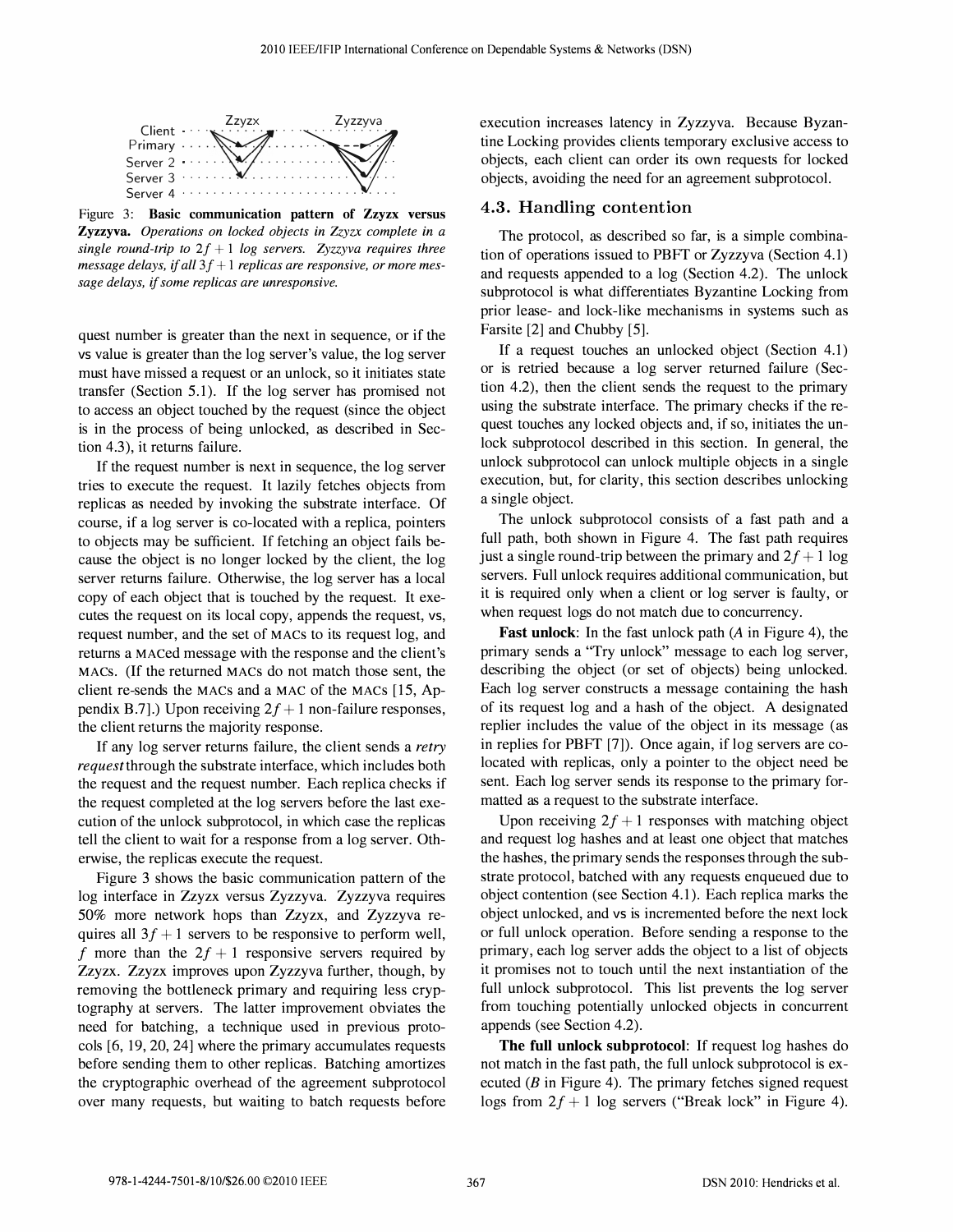Figure 3: **Basic communication pattern of Zzyzx versus Zyzzyva.** *Operations on locked objects in Zzyzx complete in a single round-trip to $2f+1$ log servers. Zyzzyva requires three message delays, if all $3f+1$ replicas are responsive, or more message delays, if some replicas are unresponsive.*

quest number is greater than the next in sequence, or if the vs value is greater than the log server's value, the log server must have missed a request or an unlock, so it initiates state transfer (Section 5.1). If the log server has promised not to access an object touched by the request (since the object is in the process of being unlocked, as described in Section 4.3), it returns failure.

If the request number is next in sequence, the log server tries to execute the request. It lazily fetches objects from replicas as needed by invoking the substrate interface. Of course, if a log server is co-located with a replica, pointers to objects may be sufficient. If fetching an object fails because the object is no longer locked by the client, the log server returns failure. Otherwise, the log server has a local copy of each object that is touched by the request. It executes the request on its local copy, appends the request, vs, request number, and the set of MACs to its request log, and returns a MACed message with the response and the client's MACs. (If the returned MACs do not match those sent, the client re-sends the MACs and a MAC of the MACs [15, Appendix B.7].) Upon receiving $2f+1$ non-failure responses, the client returns the majority response.

If any log server returns failure, the client sends a *retry request* through the substrate interface, which includes both the request and the request number. Each replica checks if the request completed at the log servers before the last execution of the unlock subprotocol, in which case the replicas tell the client to wait for a response from a log server. Otherwise, the replicas execute the request.

Figure 3 shows the basic communication pattern of the log interface in Zzyzx versus Zyzzyva. Zyzzyva requires 50% more network hops than Zzyzx, and Zyzzyva requires all $3f+1$ servers to be responsive to perform well, $f$ more than the $2f+1$ responsive servers required by Zzyzx. Zzyzx improves upon Zyzzyva further, though, by removing the bottleneck primary and requiring less cryptography at servers. The latter improvement obviates the need for batching, a technique used in previous protocols [6, 19, 20, 24] where the primary accumulates requests before sending them to other replicas. Batching amortizes the cryptographic overhead of the agreement subprotocol over many requests, but waiting to batch requests before execution increases latency in Zyzzyva. Because Byzantine Locking provides clients temporary exclusive access to objects, each client can order its own requests for locked objects, avoiding the need for an agreement subprotocol.

### 4.3. Handling contention

The protocol, as described so far, is a simple combination of operations issued to PBFT or Zyzzyva (Section 4.1) and requests appended to a log (Section 4.2). The unlock subprotocol is what differentiates Byzantine Locking from prior lease- and lock-like mechanisms in systems such as Farsite [2] and Chubby [5].

If a request touches an unlocked object (Section 4.1) or is retried because a log server returned failure (Section 4.2), then the client sends the request to the primary using the substrate interface. The primary checks if the request touches any locked objects and, if so, initiates the unlock subprotocol described in this section. In general, the unlock subprotocol can unlock multiple objects in a single execution, but, for clarity, this section describes unlocking a single object.

The unlock subprotocol consists of a fast path and a full path, both shown in Figure 4. The fast path requires just a single round-trip between the primary and $2f+1$ log servers. Full unlock requires additional communication, but it is required only when a client or log server is faulty, or when request logs do not match due to concurrency.

**Fast unlock**: In the fast unlock path (*A* in Figure 4), the primary sends a "Try unlock" message to each log server, describing the object (or set of objects) being unlocked. Each log server constructs a message containing the hash of its request log and a hash of the object. A designated replier includes the value of the object in its message (as in replies for PBFT [7]). Once again, if log servers are co-located with replicas, only a pointer to the object need be sent. Each log server sends its response to the primary formatted as a request to the substrate interface.

Upon receiving $2f+1$ responses with matching object and request log hashes and at least one object that matches the hashes, the primary sends the responses through the substrate protocol, batched with any requests enqueued due to object contention (see Section 4.1). Each replica marks the object unlocked, and vs is incremented before the next lock or full unlock operation. Before sending a response to the primary, each log server adds the object to a list of objects it promises not to touch until the next instantiation of the full unlock subprotocol. This list prevents the log server from touching potentially unlocked objects in concurrent appends (see Section 4.2).

**The full unlock subprotocol**: If request log hashes do not match in the fast path, the full unlock subprotocol is executed (*B* in Figure 4). The primary fetches signed request logs from $2f+1$ log servers ("Break lock" in Figure 4).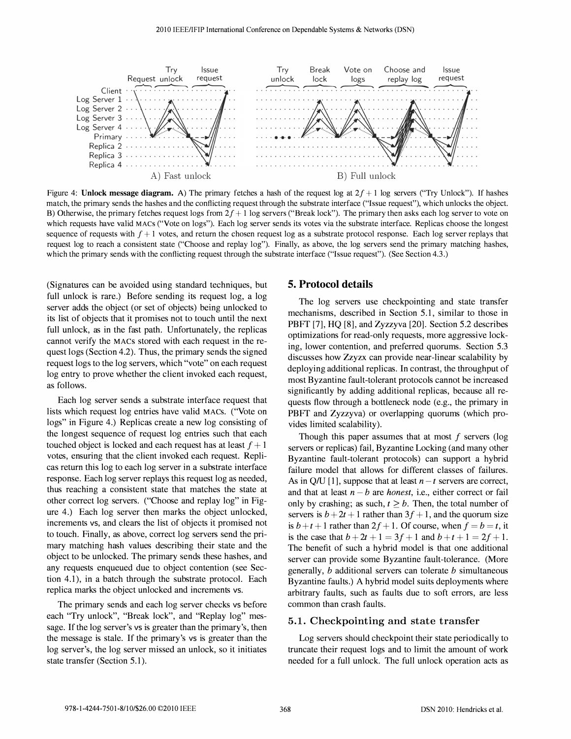Figure 4: **Unlock message diagram.** A) The primary fetches a hash of the request log at $2f+1$ log servers ("Try Unlock"). If hashes match, the primary sends the hashes and the conflicting request through the substrate interface ("Issue request"), which unlocks the object. B) Otherwise, the primary fetches request logs from $2f+1$ log servers ("Break lock"). The primary then asks each log server to vote on which requests have valid MACs ("Vote on logs"). Each log server sends its votes via the substrate interface. Replicas choose the longest sequence of requests with $f+1$ votes, and return the chosen request log as a substrate protocol response. Each log server replays that request log to reach a consistent state ("Choose and replay log"). Finally, as above, the log servers send the primary matching hashes, which the primary sends with the conflicting request through the substrate interface ("Issue request"). (See Section 4.3.)

(Signatures can be avoided using standard techniques, but full unlock is rare.) Before sending its request log, a log server adds the object (or set of objects) being unlocked to its list of objects that it promises not to touch until the next full unlock, as in the fast path. Unfortunately, the replicas cannot verify the MACs stored with each request in the request logs (Section 4.2). Thus, the primary sends the signed request logs to the log servers, which "vote" on each request log entry to prove whether the client invoked each request, as follows.

Each log server sends a substrate interface request that lists which request log entries have valid MACs. ("Vote on logs" in Figure 4.) Replicas create a new log consisting of the longest sequence of request log entries such that each touched object is locked and each request has at least $f+1$ votes, ensuring that the client invoked each request. Replicas return this log to each log server in a substrate interface response. Each log server replays this request log as needed, thus reaching a consistent state that matches the state at other correct log servers. ("Choose and replay log" in Figure 4.) Each log server then marks the object unlocked, increments vs, and clears the list of objects it promised not to touch. Finally, as above, correct log servers send the primary matching hash values describing their state and the object to be unlocked. The primary sends these hashes, and any requests enqueued due to object contention (see Section 4.1), in a batch through the substrate protocol. Each replica marks the object unlocked and increments vs.

The primary sends and each log server checks vs before each "Try unlock", "Break lock", and "Replay log" message. If the log server's vs is greater than the primary's, then the message is stale. If the primary's vs is greater than the log server's, the log server missed an unlock, so it initiates state transfer (Section 5.1).

## 5. Protocol details

The log servers use checkpointing and state transfer mechanisms, described in Section 5.1, similar to those in PBFT [7], HQ [8], and Zyzzyva [20]. Section 5.2 describes optimizations for read-only requests, more aggressive locking, lower contention, and preferred quorums. Section 5.3 discusses how Zzyzx can provide near-linear scalability by deploying additional replicas. In contrast, the throughput of most Byzantine fault-tolerant protocols cannot be increased significantly by adding additional replicas, because all requests flow through a bottleneck node (e.g., the primary in PBFT and Zyzzyva) or overlapping quorums (which provides limited scalability).

Though this paper assumes that at most $f$ servers (log servers or replicas) fail, Byzantine Locking (and many other Byzantine fault-tolerant protocols) can support a hybrid failure model that allows for different classes of failures. As in Q/U [1], suppose that at least $n-t$ servers are correct, and that at least $n-b$ are *honest*, i.e., either correct or fail only by crashing; as such, $t \geq b$. Then, the total number of servers is $b+2t+1$ rather than $3f+1$, and the quorum size is $b+t+1$ rather than $2f+1$. Of course, when $f=b=t$, it is the case that $b+2t+1=3f+1$ and $b+t+1=2f+1$. The benefit of such a hybrid model is that one additional server can provide some Byzantine fault-tolerance. (More generally, $b$ additional servers can tolerate $b$ simultaneous Byzantine faults.) A hybrid model suits deployments where arbitrary faults, such as faults due to soft errors, are less common than crash faults.

### 5.1. Checkpointing and state transfer

Log servers should checkpoint their state periodically to truncate their request logs and to limit the amount of work needed for a full unlock. The full unlock operation acts as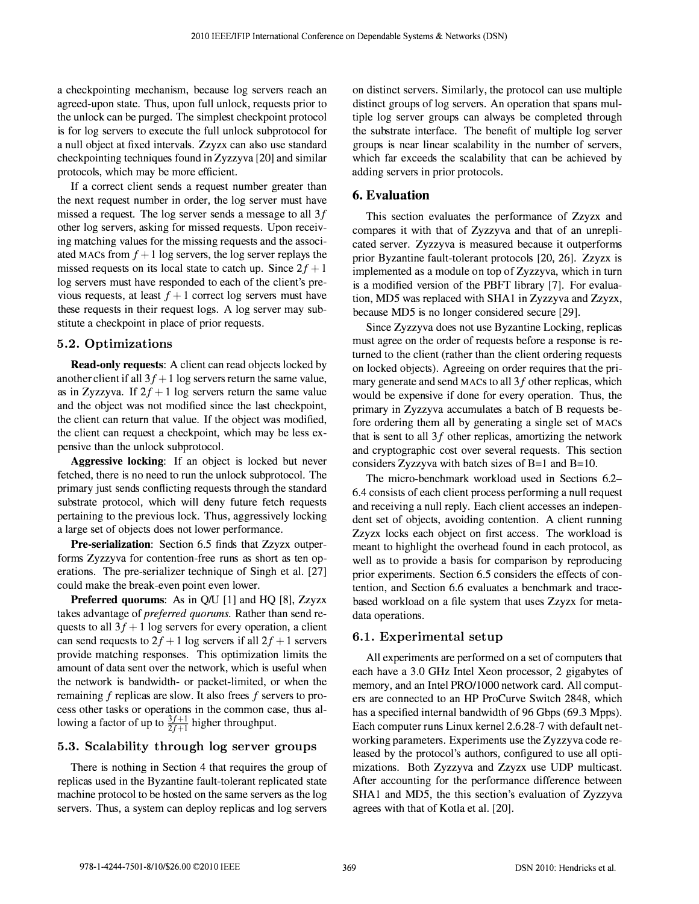a checkpointing mechanism, because log servers reach an agreed-upon state. Thus, upon full unlock, requests prior to the unlock can be purged. The simplest checkpoint protocol is for log servers to execute the full unlock subprotocol for a null object at fixed intervals. Zzyzx can also use standard checkpointing techniques found in Zyzzyva [20] and similar protocols, which may be more efficient.

If a correct client sends a request number greater than the next request number in order, the log server must have missed a request. The log server sends a message to all $3f$ other log servers, asking for missed requests. Upon receiving matching values for the missing requests and the associated MACs from $f+1$ log servers, the log server replays the missed requests on its local state to catch up. Since $2f+1$ log servers must have responded to each of the client's previous requests, at least $f+1$ correct log servers must have these requests in their request logs. A log server may substitute a checkpoint in place of prior requests.

### 5.2. Optimizations

**Read-only requests**: A client can read objects locked by another client if all $3f+1$ log servers return the same value, as in Zyzzyva. If $2f+1$ log servers return the same value and the object was not modified since the last checkpoint, the client can return that value. If the object was modified, the client can request a checkpoint, which may be less expensive than the unlock subprotocol.

**Aggressive locking**: If an object is locked but never fetched, there is no need to run the unlock subprotocol. The primary just sends conflicting requests through the standard substrate protocol, which will deny future fetch requests pertaining to the previous lock. Thus, aggressively locking a large set of objects does not lower performance.

**Pre-serialization**: Section 6.5 finds that Zzyzx outperforms Zyzzyva for contention-free runs as short as ten operations. The pre-serializer technique of Singh et al. [27] could make the break-even point even lower.

**Preferred quorums**: As in Q/U [1] and HQ [8], Zzyzx takes advantage of *preferred quorums*. Rather than send requests to all $3f+1$ log servers for every operation, a client can send requests to $2f+1$ log servers if all $2f+1$ servers provide matching responses. This optimization limits the amount of data sent over the network, which is useful when the network is bandwidth- or packet-limited, or when the remaining $f$ replicas are slow. It also frees $f$ servers to process other tasks or operations in the common case, thus allowing a factor of up to $\frac{3f+1}{2f+1}$ higher throughput.

### 5.3. Scalability through log server groups

There is nothing in Section 4 that requires the group of replicas used in the Byzantine fault-tolerant replicated state machine protocol to be hosted on the same servers as the log servers. Thus, a system can deploy replicas and log servers on distinct servers. Similarly, the protocol can use multiple distinct groups of log servers. An operation that spans multiple log server groups can always be completed through the substrate interface. The benefit of multiple log server groups is near linear scalability in the number of servers, which far exceeds the scalability that can be achieved by adding servers in prior protocols.

## 6. Evaluation

This section evaluates the performance of Zzyzx and compares it with that of Zyzzyva and that of an unreplicated server. Zyzzyva is measured because it outperforms prior Byzantine fault-tolerant protocols [20, 26]. Zzyzx is implemented as a module on top of Zyzzyva, which in turn is a modified version of the PBFT library [7]. For evaluation, MD5 was replaced with SHA1 in Zyzzyva and Zzyzx, because MD5 is no longer considered secure [29].

Since Zyzzyva does not use Byzantine Locking, replicas must agree on the order of requests before a response is returned to the client (rather than the client ordering requests on locked objects). Agreeing on order requires that the primary generate and send MACs to all $3f$ other replicas, which would be expensive if done for every operation. Thus, the primary in Zyzzyva accumulates a batch of B requests before ordering them all by generating a single set of MACs that is sent to all $3f$ other replicas, amortizing the network and cryptographic cost over several requests. This section considers Zyzzyva with batch sizes of B=1 and B=10.

The micro-benchmark workload used in Sections 6.2–6.4 consists of each client process performing a null request and receiving a null reply. Each client accesses an independent set of objects, avoiding contention. A client running Zzyzx locks each object on first access. The workload is meant to highlight the overhead found in each protocol, as well as to provide a basis for comparison by reproducing prior experiments. Section 6.5 considers the effects of contention, and Section 6.6 evaluates a benchmark and trace-based workload on a file system that uses Zzyzx for metadata operations.

### 6.1. Experimental setup

All experiments are performed on a set of computers that each have a 3.0 GHz Intel Xeon processor, 2 gigabytes of memory, and an Intel PRO/1000 network card. All computers are connected to an HP ProCurve Switch 2848, which has a specified internal bandwidth of 96 Gbps (69.3 Mpps). Each computer runs Linux kernel 2.6.28-7 with default networking parameters. Experiments use the Zyzzyva code released by the protocol's authors, configured to use all optimizations. Both Zyzzyva and Zzyzx use UDP multicast. After accounting for the performance difference between SHA1 and MD5, the this section's evaluation of Zyzzyva agrees with that of Kotla et al. [20].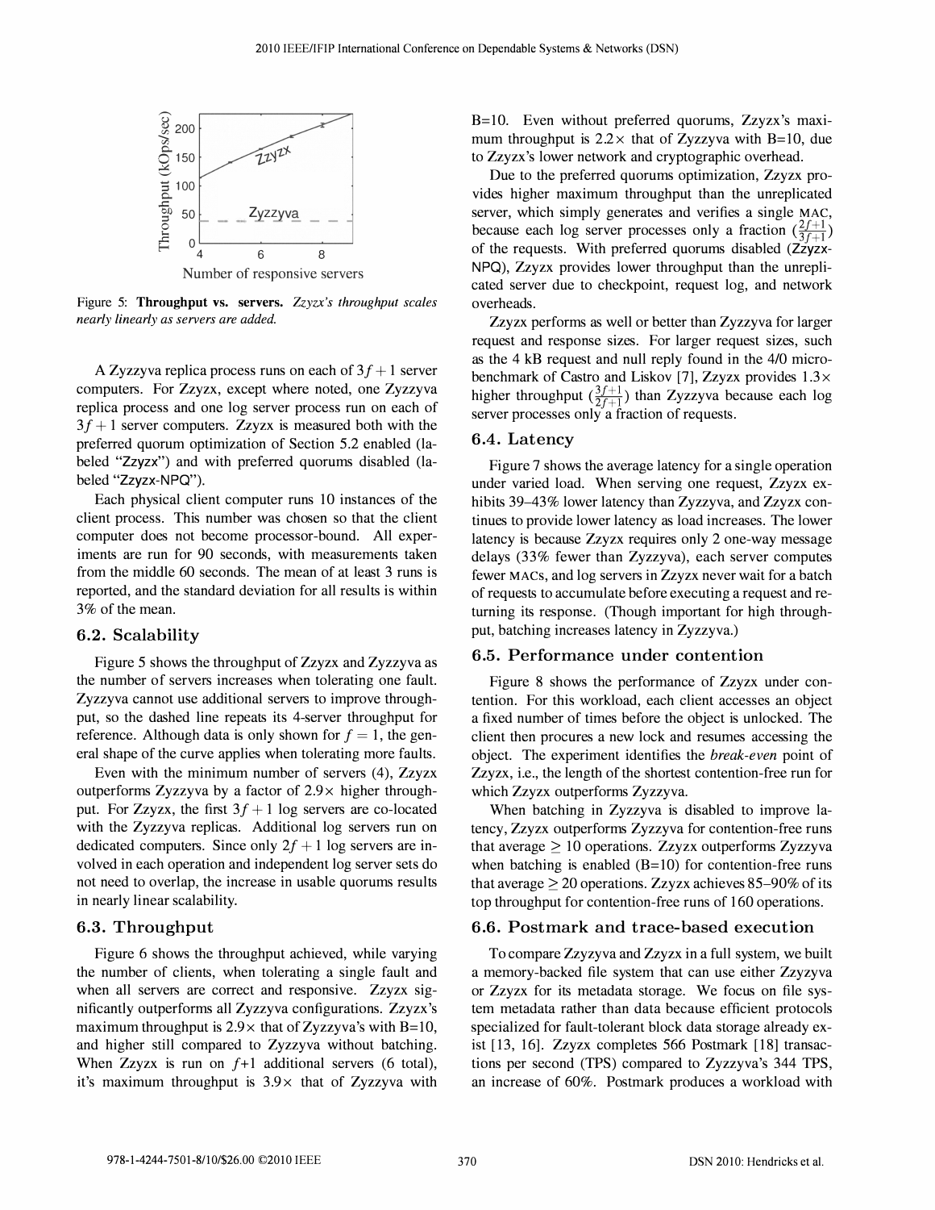Figure 5: **Throughput vs. servers.** *Zzyzx's throughput scales nearly linearly as servers are added.*

A Zyzzyva replica process runs on each of $3f+1$ server computers. For Zzyzx, except where noted, one Zyzzyva replica process and one log server process run on each of $3f+1$ server computers. Zzyzx is measured both with the preferred quorum optimization of Section 5.2 enabled (labeled "Zzyzx") and with preferred quorums disabled (labeled "Zzyzx-NPQ").

Each physical client computer runs 10 instances of the client process. This number was chosen so that the client computer does not become processor-bound. All experiments are run for 90 seconds, with measurements taken from the middle 60 seconds. The mean of at least 3 runs is reported, and the standard deviation for all results is within 3% of the mean.

## 6.2. Scalability

Figure 5 shows the throughput of Zzyzx and Zyzzyva as the number of servers increases when tolerating one fault. Zyzzyva cannot use additional servers to improve throughput, so the dashed line repeats its 4-server throughput for reference. Although data is only shown for $f=1$, the general shape of the curve applies when tolerating more faults.

Even with the minimum number of servers (4), Zzyzx outperforms Zyzzyva by a factor of 2.9× higher throughput. For Zzyzx, the first $3f+1$ log servers are co-located with the Zyzzyva replicas. Additional log servers run on dedicated computers. Since only $2f+1$ log servers are involved in each operation and independent log server sets do not need to overlap, the increase in usable quorums results in nearly linear scalability.

## 6.3. Throughput

Figure 6 shows the throughput achieved, while varying the number of clients, when tolerating a single fault and when all servers are correct and responsive. Zzyzx significantly outperforms all Zyzzyva configurations. Zzyzx's maximum throughput is 2.9× that of Zyzzyva's with B=10, and higher still compared to Zyzzyva without batching. When Zzyzx is run on $f$+1 additional servers (6 total), it's maximum throughput is 3.9× that of Zyzzyva with B=10. Even without preferred quorums, Zzyzx's maximum throughput is 2.2× that of Zyzzyva with B=10, due to Zzyzx's lower network and cryptographic overhead.

Due to the preferred quorums optimization, Zzyzx provides higher maximum throughput than the unreplicated server, which simply generates and verifies a single MAC, because each log server processes only a fraction ($\frac{2f+1}{3f+1}$) of the requests. With preferred quorums disabled (Zzyzx-NPQ), Zzyzx provides lower throughput than the unreplicated server due to checkpoint, request log, and network overheads.

Zzyzx performs as well or better than Zyzzyva for larger request and response sizes. For larger request sizes, such as the 4 kB request and null reply found in the 4/0 micro-benchmark of Castro and Liskov [7], Zzyzx provides 1.3× higher throughput ($\frac{3f+1}{2f+1}$) than Zyzzyva because each log server processes only a fraction of requests.

## 6.4. Latency

Figure 7 shows the average latency for a single operation under varied load. When serving one request, Zzyzx exhibits 39–43% lower latency than Zyzzyva, and Zzyzx continues to provide lower latency as load increases. The lower latency is because Zzyzx requires only 2 one-way message delays (33% fewer than Zyzzyva), each server computes fewer MACs, and log servers in Zzyzx never wait for a batch of requests to accumulate before executing a request and returning its response. (Though important for high throughput, batching increases latency in Zyzzyva.)

## 6.5. Performance under contention

Figure 8 shows the performance of Zzyzx under contention. For this workload, each client accesses an object a fixed number of times before the object is unlocked. The client then procures a new lock and resumes accessing the object. The experiment identifies the *break-even* point of Zzyzx, i.e., the length of the shortest contention-free run for which Zzyzx outperforms Zyzzyva.

When batching in Zyzzyva is disabled to improve latency, Zzyzx outperforms Zyzzyva for contention-free runs that average $\geq 10$ operations. Zzyzx outperforms Zyzzyva when batching is enabled (B=10) for contention-free runs that average $\geq 20$ operations. Zzyzx achieves 85–90% of its top throughput for contention-free runs of 160 operations.

## 6.6. Postmark and trace-based execution

To compare Zyzzyva and Zzyzx in a full system, we built a memory-backed file system that can use either Zyzzyva or Zzyzx for its metadata storage. We focus on file system metadata rather than data because efficient protocols specialized for fault-tolerant block data storage already exist [13, 16]. Zzyzx completes 566 Postmark [18] transactions per second (TPS) compared to Zyzzyva's 344 TPS, an increase of 60%. Postmark produces a workload with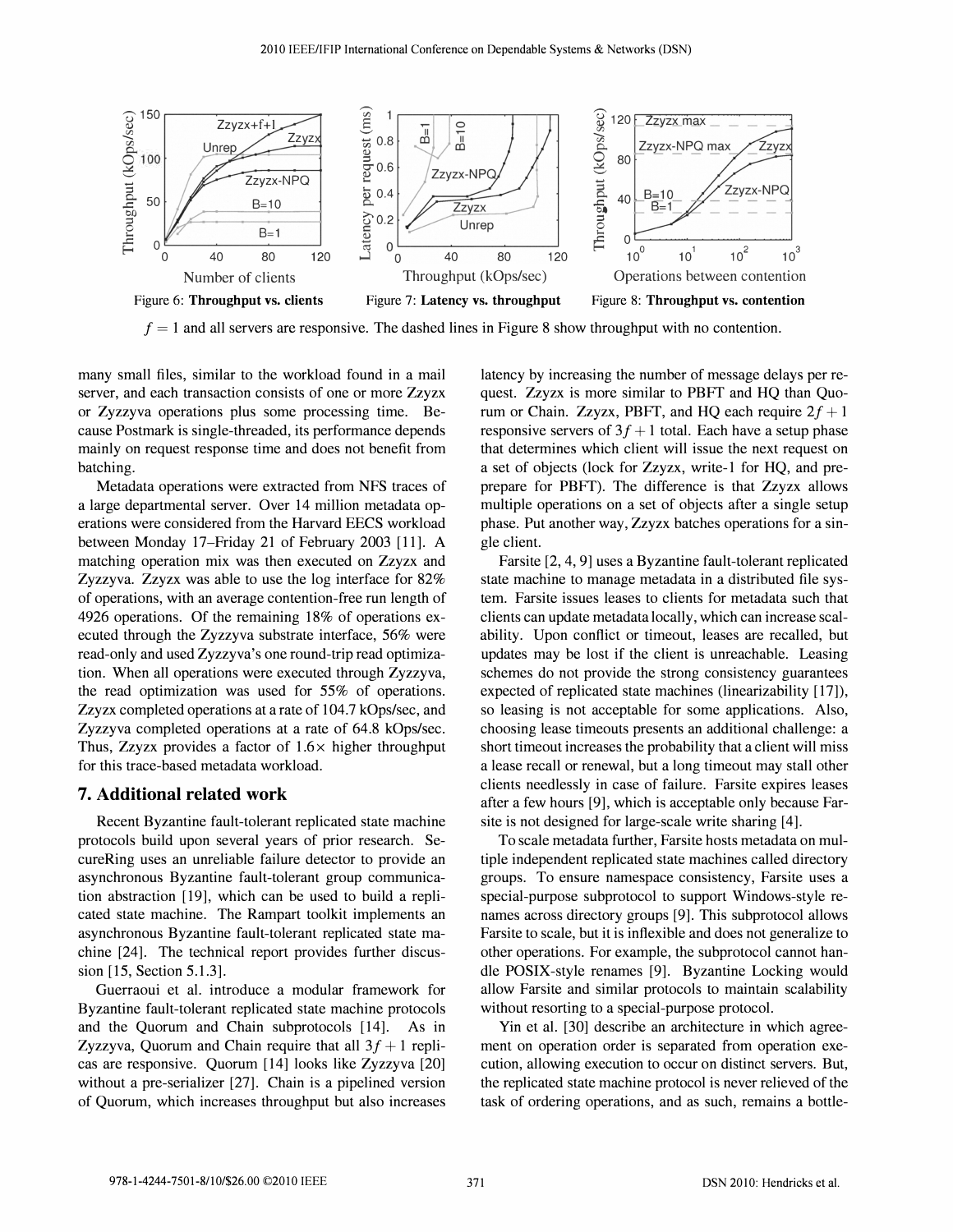Figure 6: **Throughput vs. clients**

Figure 7: **Latency vs. throughput**

Figure 8: **Throughput vs. contention**

$f = 1$ and all servers are responsive. The dashed lines in Figure 8 show throughput with no contention.

many small files, similar to the workload found in a mail server, and each transaction consists of one or more Zzyzx or Zyzzyva operations plus some processing time. Because Postmark is single-threaded, its performance depends mainly on request response time and does not benefit from batching.

Metadata operations were extracted from NFS traces of a large departmental server. Over 14 million metadata operations were considered from the Harvard EECS workload between Monday 17–Friday 21 of February 2003 [11]. A matching operation mix was then executed on Zzyzx and Zyzzyva. Zzyzx was able to use the log interface for 82% of operations, with an average contention-free run length of 4926 operations. Of the remaining 18% of operations executed through the Zyzzyva substrate interface, 56% were read-only and used Zyzzyva's one round-trip read optimization. When all operations were executed through Zyzzyva, the read optimization was used for 55% of operations. Zzyzx completed operations at a rate of 104.7 kOps/sec, and Zyzzyva completed operations at a rate of 64.8 kOps/sec. Thus, Zzyzx provides a factor of 1.6× higher throughput for this trace-based metadata workload.

## 7. Additional related work

Recent Byzantine fault-tolerant replicated state machine protocols build upon several years of prior research. SecureRing uses an unreliable failure detector to provide an asynchronous Byzantine fault-tolerant group communication abstraction [19], which can be used to build a replicated state machine. The Rampart toolkit implements an asynchronous Byzantine fault-tolerant replicated state machine [24]. The technical report provides further discussion [15, Section 5.1.3].

Guerraoui et al. introduce a modular framework for Byzantine fault-tolerant replicated state machine protocols and the Quorum and Chain subprotocols [14]. As in Zyzzyva, Quorum and Chain require that all $3f + 1$ replicas are responsive. Quorum [14] looks like Zyzzyva [20] without a pre-serializer [27]. Chain is a pipelined version of Quorum, which increases throughput but also increases latency by increasing the number of message delays per request. Zzyzx is more similar to PBFT and HQ than Quorum or Chain. Zzyzx, PBFT, and HQ each require $2f + 1$ responsive servers of $3f + 1$ total. Each have a setup phase that determines which client will issue the next request on a set of objects (lock for Zzyzx, write-1 for HQ, and pre-prepare for PBFT). The difference is that Zzyzx allows multiple operations on a set of objects after a single setup phase. Put another way, Zzyzx batches operations for a single client.

Farsite [2, 4, 9] uses a Byzantine fault-tolerant replicated state machine to manage metadata in a distributed file system. Farsite issues leases to clients for metadata such that clients can update metadata locally, which can increase scalability. Upon conflict or timeout, leases are recalled, but updates may be lost if the client is unreachable. Leasing schemes do not provide the strong consistency guarantees expected of replicated state machines (linearizability [17]), so leasing is not acceptable for some applications. Also, choosing lease timeouts presents an additional challenge: a short timeout increases the probability that a client will miss a lease recall or renewal, but a long timeout may stall other clients needlessly in case of failure. Farsite expires leases after a few hours [9], which is acceptable only because Farsite is not designed for large-scale write sharing [4].

To scale metadata further, Farsite hosts metadata on multiple independent replicated state machines called directory groups. To ensure namespace consistency, Farsite uses a special-purpose subprotocol to support Windows-style renames across directory groups [9]. This subprotocol allows Farsite to scale, but it is inflexible and does not generalize to other operations. For example, the subprotocol cannot handle POSIX-style renames [9]. Byzantine Locking would allow Farsite and similar protocols to maintain scalability without resorting to a special-purpose protocol.

Yin et al. [30] describe an architecture in which agreement on operation order is separated from operation execution, allowing execution to occur on distinct servers. But, the replicated state machine protocol is never relieved of the task of ordering operations, and as such, remains a bottle-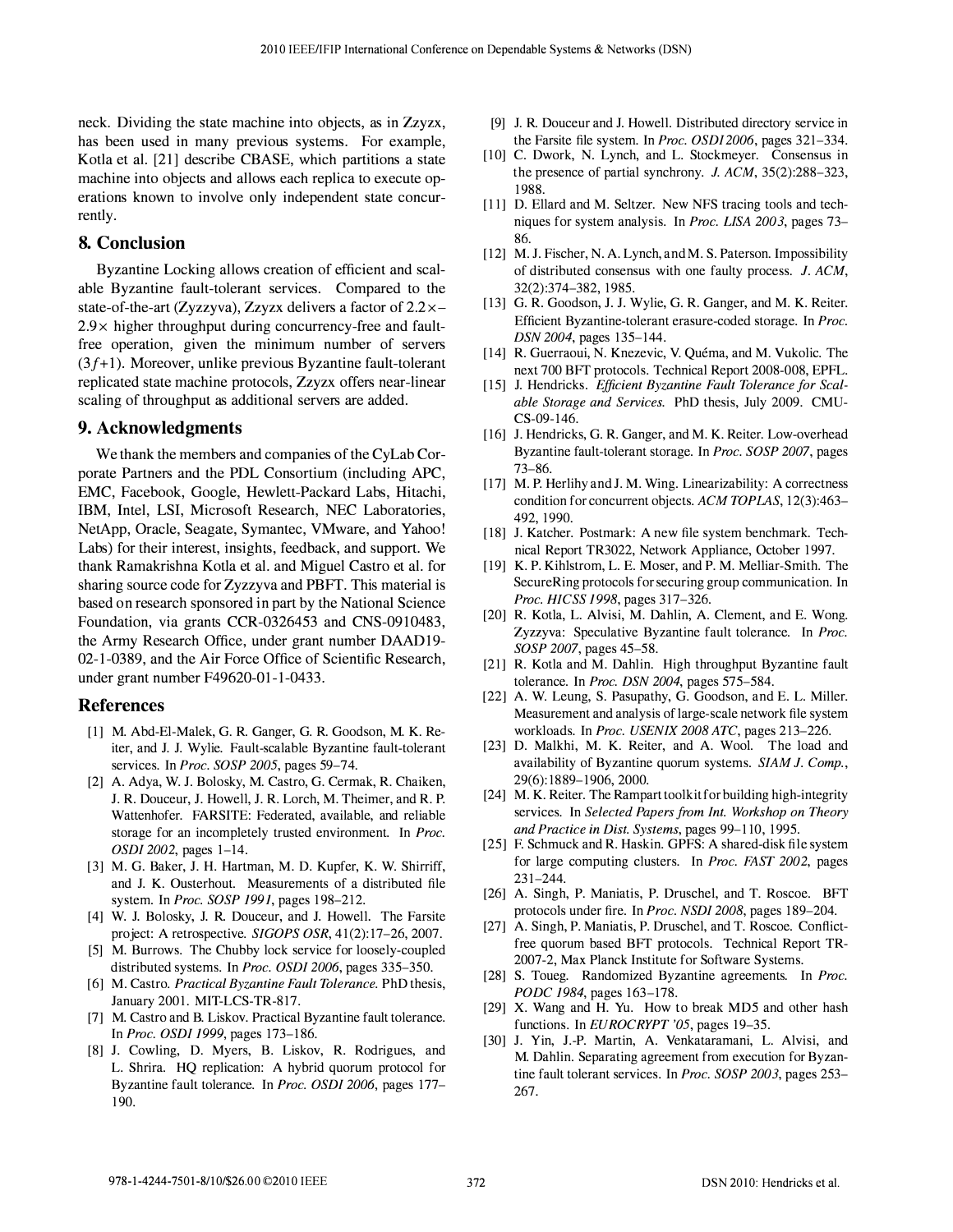neck. Dividing the state machine into objects, as in Zzyzx, has been used in many previous systems. For example, Kotla et al. [21] describe CBASE, which partitions a state machine into objects and allows each replica to execute operations known to involve only independent state concurrently.

## 8. Conclusion

Byzantine Locking allows creation of efficient and scalable Byzantine fault-tolerant services. Compared to the state-of-the-art (Zyzzyva), Zzyzx delivers a factor of $2.2\times$–$2.9\times$ higher throughput during concurrency-free and fault-free operation, given the minimum number of servers ($3f+1$). Moreover, unlike previous Byzantine fault-tolerant replicated state machine protocols, Zzyzx offers near-linear scaling of throughput as additional servers are added.

## 9. Acknowledgments

We thank the members and companies of the CyLab Corporate Partners and the PDL Consortium (including APC, EMC, Facebook, Google, Hewlett-Packard Labs, Hitachi, IBM, Intel, LSI, Microsoft Research, NEC Laboratories, NetApp, Oracle, Seagate, Symantec, VMware, and Yahoo! Labs) for their interest, insights, feedback, and support. We thank Ramakrishna Kotla et al. and Miguel Castro et al. for sharing source code for Zyzzyva and PBFT. This material is based on research sponsored in part by the National Science Foundation, via grants CCR-0326453 and CNS-0910483, the Army Research Office, under grant number DAAD19-02-1-0389, and the Air Force Office of Scientific Research, under grant number F49620-01-1-0433.

## References

[1] M. Abd-El-Malek, G. R. Ganger, G. R. Goodson, M. K. Reiter, and J. J. Wylie. Fault-scalable Byzantine fault-tolerant services. In *Proc. SOSP 2005*, pages 59–74.

[2] A. Adya, W. J. Bolosky, M. Castro, G. Cermak, R. Chaiken, J. R. Douceur, J. Howell, J. R. Lorch, M. Theimer, and R. P. Wattenhofer. FARSITE: Federated, available, and reliable storage for an incompletely trusted environment. In *Proc. OSDI 2002*, pages 1–14.

[3] M. G. Baker, J. H. Hartman, M. D. Kupfer, K. W. Shirriff, and J. K. Ousterhout. Measurements of a distributed file system. In *Proc. SOSP 1991*, pages 198–212.

[4] W. J. Bolosky, J. R. Douceur, and J. Howell. The Farsite project: A retrospective. *SIGOPS OSR*, 41(2):17–26, 2007.

[5] M. Burrows. The Chubby lock service for loosely-coupled distributed systems. In *Proc. OSDI 2006*, pages 335–350.

[6] M. Castro. *Practical Byzantine Fault Tolerance.* PhD thesis, January 2001. MIT-LCS-TR-817.

[7] M. Castro and B. Liskov. Practical Byzantine fault tolerance. In *Proc. OSDI 1999*, pages 173–186.

[8] J. Cowling, D. Myers, B. Liskov, R. Rodrigues, and L. Shrira. HQ replication: A hybrid quorum protocol for Byzantine fault tolerance. In *Proc. OSDI 2006*, pages 177–190.

[9] J. R. Douceur and J. Howell. Distributed directory service in the Farsite file system. In *Proc. OSDI 2006*, pages 321–334.

[10] C. Dwork, N. Lynch, and L. Stockmeyer. Consensus in the presence of partial synchrony. *J. ACM*, 35(2):288–323, 1988.

[11] D. Ellard and M. Seltzer. New NFS tracing tools and techniques for system analysis. In *Proc. LISA 2003*, pages 73–86.

[12] M. J. Fischer, N. A. Lynch, and M. S. Paterson. Impossibility of distributed consensus with one faulty process. *J. ACM*, 32(2):374–382, 1985.

[13] G. R. Goodson, J. J. Wylie, G. R. Ganger, and M. K. Reiter. Efficient Byzantine-tolerant erasure-coded storage. In *Proc. DSN 2004*, pages 135–144.

[14] R. Guerraoui, N. Knezevic, V. Quéma, and M. Vukolic. The next 700 BFT protocols. Technical Report 2008-008, EPFL.

[15] J. Hendricks. *Efficient Byzantine Fault Tolerance for Scalable Storage and Services.* PhD thesis, July 2009. CMU-CS-09-146.

[16] J. Hendricks, G. R. Ganger, and M. K. Reiter. Low-overhead Byzantine fault-tolerant storage. In *Proc. SOSP 2007*, pages 73–86.

[17] M. P. Herlihy and J. M. Wing. Linearizability: A correctness condition for concurrent objects. *ACM TOPLAS*, 12(3):463–492, 1990.

[18] J. Katcher. Postmark: A new file system benchmark. Technical Report TR3022, Network Appliance, October 1997.

[19] K. P. Kihlstrom, L. E. Moser, and P. M. Melliar-Smith. The SecureRing protocols for securing group communication. In *Proc. HICSS 1998*, pages 317–326.

[20] R. Kotla, L. Alvisi, M. Dahlin, A. Clement, and E. Wong. Zyzzyva: Speculative Byzantine fault tolerance. In *Proc. SOSP 2007*, pages 45–58.

[21] R. Kotla and M. Dahlin. High throughput Byzantine fault tolerance. In *Proc. DSN 2004*, pages 575–584.

[22] A. W. Leung, S. Pasupathy, G. Goodson, and E. L. Miller. Measurement and analysis of large-scale network file system workloads. In *Proc. USENIX 2008 ATC*, pages 213–226.

[23] D. Malkhi, M. K. Reiter, and A. Wool. The load and availability of Byzantine quorum systems. *SIAM J. Comp.*, 29(6):1889–1906, 2000.

[24] M. K. Reiter. The Rampart toolkit for building high-integrity services. In *Selected Papers from Int. Workshop on Theory and Practice in Dist. Systems*, pages 99–110, 1995.

[25] F. Schmuck and R. Haskin. GPFS: A shared-disk file system for large computing clusters. In *Proc. FAST 2002*, pages 231–244.

[26] A. Singh, P. Maniatis, P. Druschel, and T. Roscoe. BFT protocols under fire. In *Proc. NSDI 2008*, pages 189–204.

[27] A. Singh, P. Maniatis, P. Druschel, and T. Roscoe. Conflict-free quorum based BFT protocols. Technical Report TR-2007-2, Max Planck Institute for Software Systems.

[28] S. Toueg. Randomized Byzantine agreements. In *Proc. PODC 1984*, pages 163–178.

[29] X. Wang and H. Yu. How to break MD5 and other hash functions. In *EUROCRYPT '05*, pages 19–35.

[30] J. Yin, J.-P. Martin, A. Venkataramani, L. Alvisi, and M. Dahlin. Separating agreement from execution for Byzantine fault tolerant services. In *Proc. SOSP 2003*, pages 253–267.